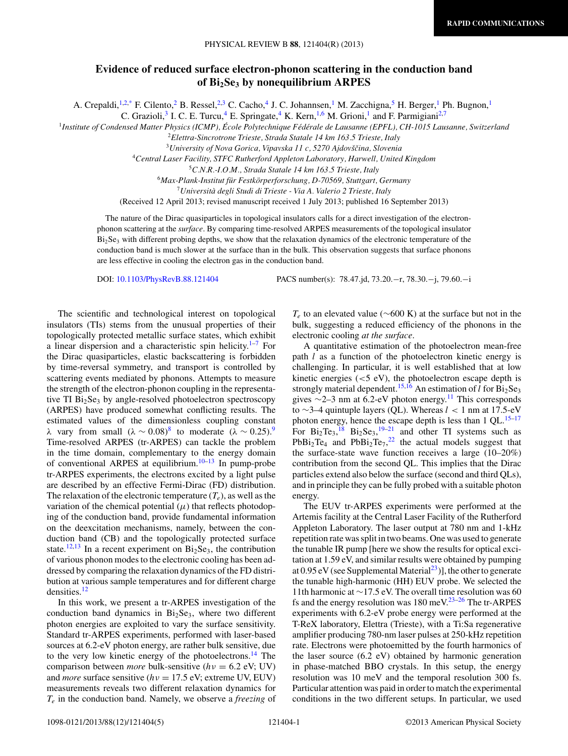# Evidence of reduced surface electron-phonon scattering in the conduction band of $Bi_2Se_3$ by nonequilibrium ARPES

A. Crepaldi,[1,2,*] F. Cilento,[2] B. Ressel,[2,3] C. Cacho,[4] J. C. Johannsen,[1] M. Zacchigna,[5] H. Berger,[1] Ph. Bugnon,[1] C. Grazioli,[3] I. C. E. Turcu,[4] E. Springate,[4] K. Kern,[1,6] M. Grioni,[1] and F. Parmigiani[2,7]

[1] *Institute of Condensed Matter Physics (ICMP), École Polytechnique Fédérale de Lausanne (EPFL), CH-1015 Lausanne, Switzerland*

[2] *Elettra-Sincrotrone Trieste, Strada Statale 14 km 163.5 Trieste, Italy*

[3] *University of Nova Gorica, Vipavska 11 c, 5270 Ajdovščina, Slovenia*

[4] *Central Laser Facility, STFC Rutherford Appleton Laboratory, Harwell, United Kingdom*

[5] *C.N.R.-I.O.M., Strada Statale 14 km 163.5 Trieste, Italy*

[6] *Max-Plank-Institut für Festkörperforschung, D-70569, Stuttgart, Germany*

[7] *Università degli Studi di Trieste - Via A. Valerio 2 Trieste, Italy*

(Received 12 April 2013; revised manuscript received 1 July 2013; published 16 September 2013)

The nature of the Dirac quasiparticles in topological insulators calls for a direct investigation of the electron-phonon scattering at the *surface*. By comparing time-resolved ARPES measurements of the topological insulator $Bi_2Se_3$ with different probing depths, we show that the relaxation dynamics of the electronic temperature of the conduction band is much slower at the surface than in the bulk. This observation suggests that surface phonons are less effective in cooling the electron gas in the conduction band.

DOI: 10.1103/PhysRevB.88.121404 PACS number(s): 78.47.jd, 73.20.−r, 78.30.−j, 79.60.−i

The scientific and technological interest on topological insulators (TIs) stems from the unusual properties of their topologically protected metallic surface states, which exhibit a linear dispersion and a characteristic spin helicity.[1–7] For the Dirac quasiparticles, elastic backscattering is forbidden by time-reversal symmetry, and transport is controlled by scattering events mediated by phonons. Attempts to measure the strength of the electron-phonon coupling in the representative TI $Bi_2Se_3$ by angle-resolved photoelectron spectroscopy (ARPES) have produced somewhat conflicting results. The estimated values of the dimensionless coupling constant $\lambda$ vary from small ($\lambda \sim 0.08$)[8] to moderate ($\lambda \sim 0.25$).[9] Time-resolved ARPES (tr-ARPES) can tackle the problem in the time domain, complementary to the energy domain of conventional ARPES at equilibrium.[10–13] In pump-probe tr-ARPES experiments, the electrons excited by a light pulse are described by an effective Fermi-Dirac (FD) distribution. The relaxation of the electronic temperature ($T_e$), as well as the variation of the chemical potential ($\mu$) that reflects photodoping of the conduction band, provide fundamental information on the deexcitation mechanisms, namely, between the conduction band (CB) and the topologically protected surface state.[12,13] In a recent experiment on $Bi_2Se_3$, the contribution of various phonon modes to the electronic cooling has been addressed by comparing the relaxation dynamics of the FD distribution at various sample temperatures and for different charge densities.[12]

In this work, we present a tr-ARPES investigation of the conduction band dynamics in $Bi_2Se_3$, where two different photon energies are exploited to vary the surface sensitivity. Standard tr-ARPES experiments, performed with laser-based sources at 6.2-eV photon energy, are rather bulk sensitive, due to the very low kinetic energy of the photoelectrons.[14] The comparison between *more* bulk-sensitive ($h\nu = 6.2$ eV; UV) and *more* surface sensitive ($h\nu = 17.5$ eV; extreme UV, EUV) measurements reveals two different relaxation dynamics for $T_e$ in the conduction band. Namely, we observe a *freezing* of $T_e$ to an elevated value (~600 K) at the surface but not in the bulk, suggesting a reduced efficiency of the phonons in the electronic cooling *at the surface*.

A quantitative estimation of the photoelectron mean-free path $l$ as a function of the photoelectron kinetic energy is challenging. In particular, it is well established that at low kinetic energies (<5 eV), the photoelectron escape depth is strongly material dependent.[15,16] An estimation of $l$ for $Bi_2Se_3$ gives ~2–3 nm at 6.2-eV photon energy.[11] This corresponds to ~3–4 quintuple layers (QL). Whereas $l < 1$ nm at 17.5-eV photon energy, hence the escape depth is less than 1 QL.[15–17] For $Bi_2Te_3$,[18] $Bi_2Se_3$,[19–21] and other TI systems such as $PbBi_2Te_4$ and $PbBi_2Te_7$,[22] the actual models suggest that the surface-state wave function receives a large (10–20%) contribution from the second QL. This implies that the Dirac particles extend also below the surface (second and third QLs), and in principle they can be fully probed with a suitable photon energy.

The EUV tr-ARPES experiments were performed at the Artemis facility at the Central Laser Facility of the Rutherford Appleton Laboratory. The laser output at 780 nm and 1-kHz repetition rate was split in two beams. One was used to generate the tunable IR pump [here we show the results for optical excitation at 1.59 eV, and similar results were obtained by pumping at 0.95 eV (see Supplemental Material[23])], the other to generate the tunable high-harmonic (HH) EUV probe. We selected the 11th harmonic at ~17.5 eV. The overall time resolution was 60 fs and the energy resolution was 180 meV.[23–26] The tr-ARPES experiments with 6.2-eV probe energy were performed at the T-ReX laboratory, Elettra (Trieste), with a Ti:Sa regenerative amplifier producing 780-nm laser pulses at 250-kHz repetition rate. Electrons were photoemitted by the fourth harmonics of the laser source (6.2 eV) obtained by harmonic generation in phase-matched BBO crystals. In this setup, the energy resolution was 10 meV and the temporal resolution 300 fs. Particular attention was paid in order to match the experimental conditions in the two different setups. In particular, we used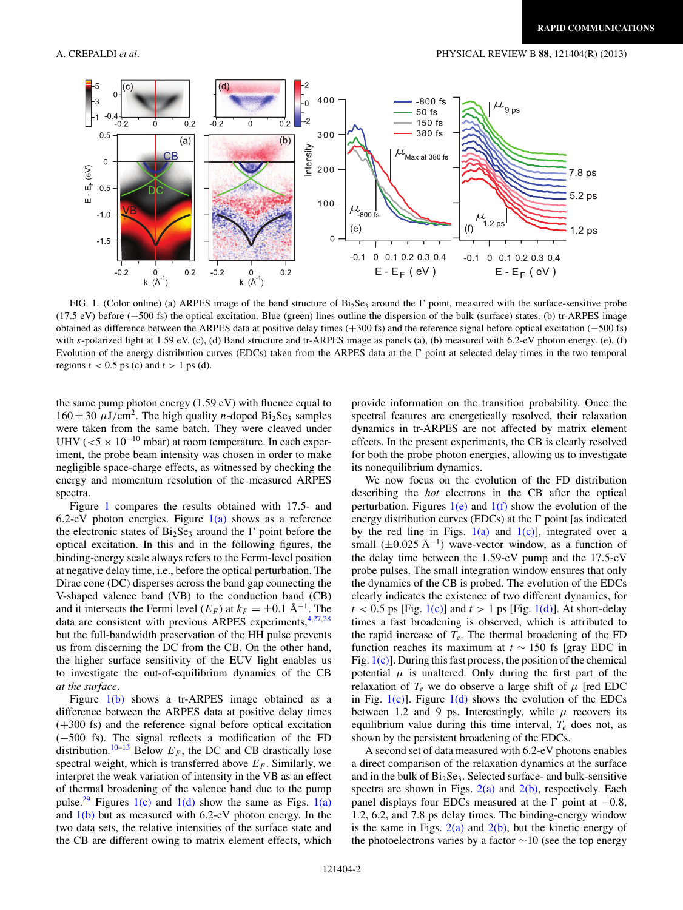FIG. 1. (Color online) (a) ARPES image of the band structure of $Bi_2Se_3$ around the Γ point, measured with the surface-sensitive probe (17.5 eV) before (−500 fs) the optical excitation. Blue (green) lines outline the dispersion of the bulk (surface) states. (b) tr-ARPES image obtained as difference between the ARPES data at positive delay times (+300 fs) and the reference signal before optical excitation (−500 fs) with *s*-polarized light at 1.59 eV. (c), (d) Band structure and tr-ARPES image as panels (a), (b) measured with 6.2-eV photon energy. (e), (f) Evolution of the energy distribution curves (EDCs) taken from the ARPES data at the Γ point at selected delay times in the two temporal regions $t < 0.5$ ps (c) and $t > 1$ ps (d).

the same pump photon energy (1.59 eV) with fluence equal to $160 \pm 30\ \mu J/cm^2$. The high quality *n*-doped $Bi_2Se_3$ samples were taken from the same batch. They were cleaved under UHV ($<5 \times 10^{-10}$ mbar) at room temperature. In each experiment, the probe beam intensity was chosen in order to make negligible space-charge effects, as witnessed by checking the energy and momentum resolution of the measured ARPES spectra.

Figure 1 compares the results obtained with 17.5- and 6.2-eV photon energies. Figure 1(a) shows as a reference the electronic states of $Bi_2Se_3$ around the Γ point before the optical excitation. In this and the following figures, the binding-energy scale always refers to the Fermi-level position at negative delay time, i.e., before the optical perturbation. The Dirac cone (DC) disperses across the band gap connecting the V-shaped valence band (VB) to the conduction band (CB) and it intersects the Fermi level ($E_F$) at $k_F = \pm 0.1$ Å$^{-1}$. The data are consistent with previous ARPES experiments,[4,27,28] but the full-bandwidth preservation of the HH pulse prevents us from discerning the DC from the CB. On the other hand, the higher surface sensitivity of the EUV light enables us to investigate the out-of-equilibrium dynamics of the CB *at the surface*.

Figure 1(b) shows a tr-ARPES image obtained as a difference between the ARPES data at positive delay times (+300 fs) and the reference signal before optical excitation (−500 fs). The signal reflects a modification of the FD distribution.[10–13] Below $E_F$, the DC and CB drastically lose spectral weight, which is transferred above $E_F$. Similarly, we interpret the weak variation of intensity in the VB as an effect of thermal broadening of the valence band due to the pump pulse.[29] Figures 1(c) and 1(d) show the same as Figs. 1(a) and 1(b) but as measured with 6.2-eV photon energy. In the two data sets, the relative intensities of the surface state and the CB are different owing to matrix element effects, which provide information on the transition probability. Once the spectral features are energetically resolved, their relaxation dynamics in tr-ARPES are not affected by matrix element effects. In the present experiments, the CB is clearly resolved for both the probe photon energies, allowing us to investigate its nonequilibrium dynamics.

We now focus on the evolution of the FD distribution describing the *hot* electrons in the CB after the optical perturbation. Figures 1(e) and 1(f) show the evolution of the energy distribution curves (EDCs) at the Γ point [as indicated by the red line in Figs. 1(a) and 1(c)], integrated over a small ($\pm 0.025$ Å$^{-1}$) wave-vector window, as a function of the delay time between the 1.59-eV pump and the 17.5-eV probe pulses. The small integration window ensures that only the dynamics of the CB is probed. The evolution of the EDCs clearly indicates the existence of two different dynamics, for $t < 0.5$ ps [Fig. 1(c)] and $t > 1$ ps [Fig. 1(d)]. At short-delay times a fast broadening is observed, which is attributed to the rapid increase of $T_e$. The thermal broadening of the FD function reaches its maximum at $t \sim 150$ fs [gray EDC in Fig. 1(c)]. During this fast process, the position of the chemical potential $\mu$ is unaltered. Only during the first part of the relaxation of $T_e$ we do observe a large shift of $\mu$ [red EDC in Fig. 1(c)]. Figure 1(d) shows the evolution of the EDCs between 1.2 and 9 ps. Interestingly, while $\mu$ recovers its equilibrium value during this time interval, $T_e$ does not, as shown by the persistent broadening of the EDCs.

A second set of data measured with 6.2-eV photons enables a direct comparison of the relaxation dynamics at the surface and in the bulk of $Bi_2Se_3$. Selected surface- and bulk-sensitive spectra are shown in Figs. 2(a) and 2(b), respectively. Each panel displays four EDCs measured at the Γ point at −0.8, 1.2, 6.2, and 7.8 ps delay times. The binding-energy window is the same in Figs. 2(a) and 2(b), but the kinetic energy of the photoelectrons varies by a factor ~10 (see the top energy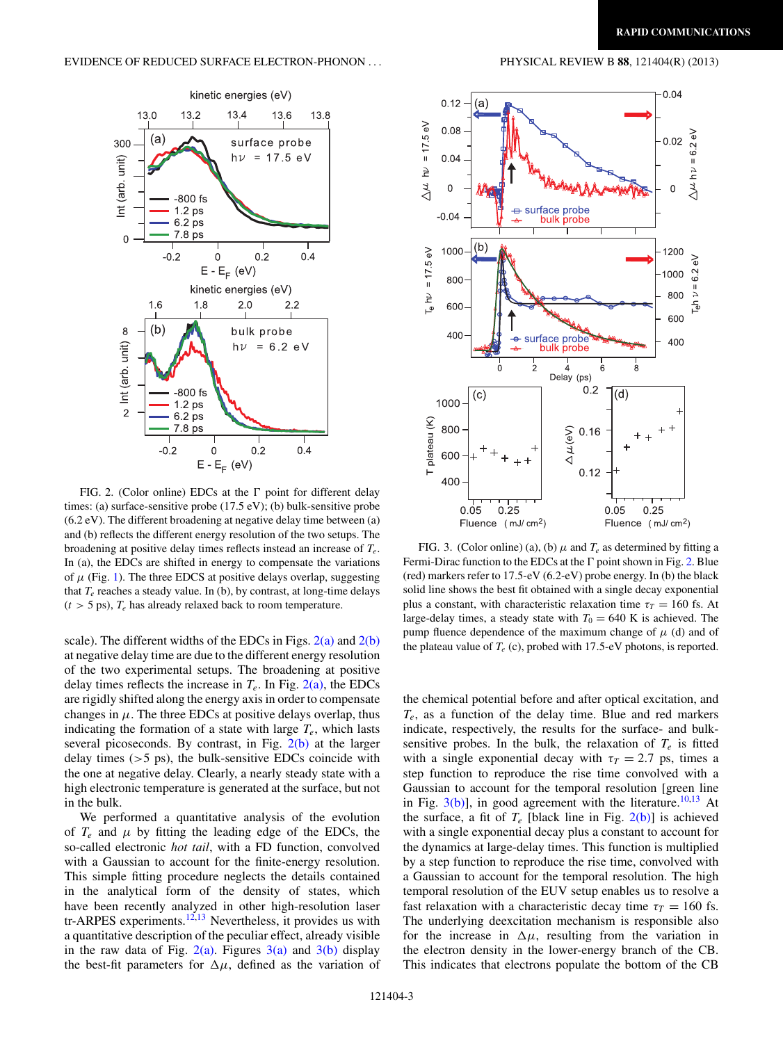FIG. 2. (Color online) EDCs at the Γ point for different delay times: (a) surface-sensitive probe (17.5 eV); (b) bulk-sensitive probe (6.2 eV). The different broadening at negative delay time between (a) and (b) reflects the different energy resolution of the two setups. The broadening at positive delay times reflects instead an increase of $T_e$. In (a), the EDCs are shifted in energy to compensate the variations of $\mu$ (Fig. 1). The three EDCS at positive delays overlap, suggesting that $T_e$ reaches a steady value. In (b), by contrast, at long-time delays ($t > 5$ ps), $T_e$ has already relaxed back to room temperature.

scale). The different widths of the EDCs in Figs. 2(a) and 2(b) at negative delay time are due to the different energy resolution of the two experimental setups. The broadening at positive delay times reflects the increase in $T_e$. In Fig. 2(a), the EDCs are rigidly shifted along the energy axis in order to compensate changes in $\mu$. The three EDCs at positive delays overlap, thus indicating the formation of a state with large $T_e$, which lasts several picoseconds. By contrast, in Fig. 2(b) at the larger delay times (>5 ps), the bulk-sensitive EDCs coincide with the one at negative delay. Clearly, a nearly steady state with a high electronic temperature is generated at the surface, but not in the bulk.

We performed a quantitative analysis of the evolution of $T_e$ and $\mu$ by fitting the leading edge of the EDCs, the so-called electronic *hot tail*, with a FD function, convolved with a Gaussian to account for the finite-energy resolution. This simple fitting procedure neglects the details contained in the analytical form of the density of states, which have been recently analyzed in other high-resolution laser tr-ARPES experiments.[12,13] Nevertheless, it provides us with a quantitative description of the peculiar effect, already visible in the raw data of Fig. 2(a). Figures 3(a) and 3(b) display the best-fit parameters for $\Delta\mu$, defined as the variation of the chemical potential before and after optical excitation, and $T_e$, as a function of the delay time. Blue and red markers indicate, respectively, the results for the surface- and bulk-sensitive probes. In the bulk, the relaxation of $T_e$ is fitted with a single exponential decay with $\tau_T = 2.7$ ps, times a step function to reproduce the rise time convolved with a Gaussian to account for the temporal resolution [green line in Fig. 3(b)], in good agreement with the literature.[10,13] At the surface, a fit of $T_e$ [black line in Fig. 2(b)] is achieved with a single exponential decay plus a constant to account for the dynamics at large-delay times. This function is multiplied by a step function to reproduce the rise time, convolved with a Gaussian to account for the temporal resolution. The high temporal resolution of the EUV setup enables us to resolve a fast relaxation with a characteristic decay time $\tau_T = 160$ fs. The underlying deexcitation mechanism is responsible also for the increase in $\Delta\mu$, resulting from the variation in the electron density in the lower-energy branch of the CB. This indicates that electrons populate the bottom of the CB

FIG. 3. (Color online) (a), (b) $\mu$ and $T_e$ as determined by fitting a Fermi-Dirac function to the EDCs at the Γ point shown in Fig. 2. Blue (red) markers refer to 17.5-eV (6.2-eV) probe energy. In (b) the black solid line shows the best fit obtained with a single decay exponential plus a constant, with characteristic relaxation time $\tau_T = 160$ fs. At large-delay times, a steady state with $T_0 = 640$ K is achieved. The pump fluence dependence of the maximum change of $\mu$ (d) and of the plateau value of $T_e$ (c), probed with 17.5-eV photons, is reported.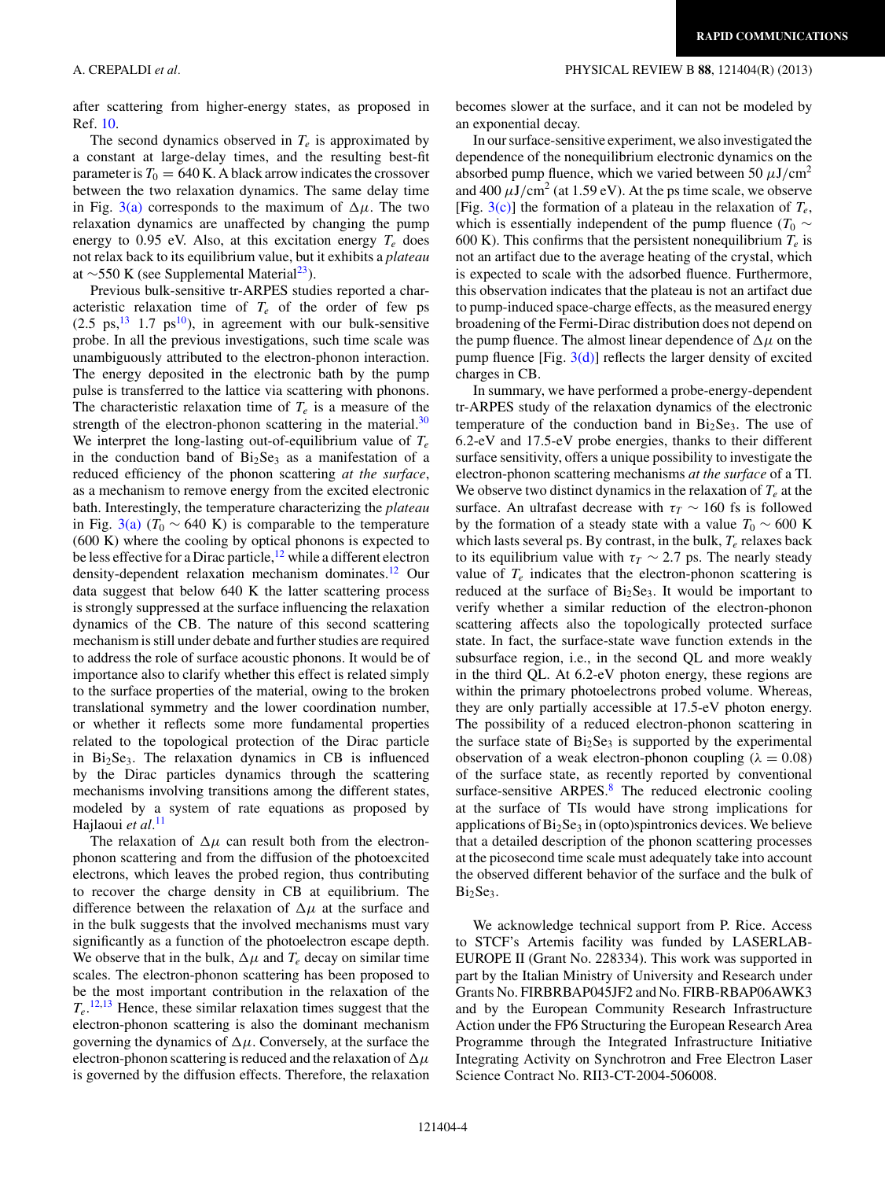after scattering from higher-energy states, as proposed in Ref. 10.

The second dynamics observed in $T_e$ is approximated by a constant at large-delay times, and the resulting best-fit parameter is $T_0 = 640$ K. A black arrow indicates the crossover between the two relaxation dynamics. The same delay time in Fig. 3(a) corresponds to the maximum of $\Delta\mu$. The two relaxation dynamics are unaffected by changing the pump energy to 0.95 eV. Also, at this excitation energy $T_e$ does not relax back to its equilibrium value, but it exhibits a *plateau* at $\sim$550 K (see Supplemental Material[23]).

Previous bulk-sensitive tr-ARPES studies reported a characteristic relaxation time of $T_e$ of the order of few ps (2.5 ps,[13] 1.7 ps[10]), in agreement with our bulk-sensitive probe. In all the previous investigations, such time scale was unambiguously attributed to the electron-phonon interaction. The energy deposited in the electronic bath by the pump pulse is transferred to the lattice via scattering with phonons. The characteristic relaxation time of $T_e$ is a measure of the strength of the electron-phonon scattering in the material.[30] We interpret the long-lasting out-of-equilibrium value of $T_e$ in the conduction band of $Bi_2Se_3$ as a manifestation of a reduced efficiency of the phonon scattering *at the surface*, as a mechanism to remove energy from the excited electronic bath. Interestingly, the temperature characterizing the *plateau* in Fig. 3(a) ($T_0 \sim 640$ K) is comparable to the temperature (600 K) where the cooling by optical phonons is expected to be less effective for a Dirac particle,[12] while a different electron density-dependent relaxation mechanism dominates.[12] Our data suggest that below 640 K the latter scattering process is strongly suppressed at the surface influencing the relaxation dynamics of the CB. The nature of this second scattering mechanism is still under debate and further studies are required to address the role of surface acoustic phonons. It would be of importance also to clarify whether this effect is related simply to the surface properties of the material, owing to the broken translational symmetry and the lower coordination number, or whether it reflects some more fundamental properties related to the topological protection of the Dirac particle in $Bi_2Se_3$. The relaxation dynamics in CB is influenced by the Dirac particles dynamics through the scattering mechanisms involving transitions among the different states, modeled by a system of rate equations as proposed by Hajlaoui *et al.*[11]

The relaxation of $\Delta\mu$ can result both from the electron-phonon scattering and from the diffusion of the photoexcited electrons, which leaves the probed region, thus contributing to recover the charge density in CB at equilibrium. The difference between the relaxation of $\Delta\mu$ at the surface and in the bulk suggests that the involved mechanisms must vary significantly as a function of the photoelectron escape depth. We observe that in the bulk, $\Delta\mu$ and $T_e$ decay on similar time scales. The electron-phonon scattering has been proposed to be the most important contribution in the relaxation of the $T_e$.[12,13] Hence, these similar relaxation times suggest that the electron-phonon scattering is also the dominant mechanism governing the dynamics of $\Delta\mu$. Conversely, at the surface the electron-phonon scattering is reduced and the relaxation of $\Delta\mu$ is governed by the diffusion effects. Therefore, the relaxation becomes slower at the surface, and it can not be modeled by an exponential decay.

In our surface-sensitive experiment, we also investigated the dependence of the nonequilibrium electronic dynamics on the absorbed pump fluence, which we varied between 50 $\mu J/cm^2$ and 400 $\mu J/cm^2$ (at 1.59 eV). At the ps time scale, we observe [Fig. 3(c)] the formation of a plateau in the relaxation of $T_e$, which is essentially independent of the pump fluence ($T_0 \sim 600$ K). This confirms that the persistent nonequilibrium $T_e$ is not an artifact due to the average heating of the crystal, which is expected to scale with the adsorbed fluence. Furthermore, this observation indicates that the plateau is not an artifact due to pump-induced space-charge effects, as the measured energy broadening of the Fermi-Dirac distribution does not depend on the pump fluence. The almost linear dependence of $\Delta\mu$ on the pump fluence [Fig. 3(d)] reflects the larger density of excited charges in CB.

In summary, we have performed a probe-energy-dependent tr-ARPES study of the relaxation dynamics of the electronic temperature of the conduction band in $Bi_2Se_3$. The use of 6.2-eV and 17.5-eV probe energies, thanks to their different surface sensitivity, offers a unique possibility to investigate the electron-phonon scattering mechanisms *at the surface* of a TI. We observe two distinct dynamics in the relaxation of $T_e$ at the surface. An ultrafast decrease with $\tau_T \sim 160$ fs is followed by the formation of a steady state with a value $T_0 \sim 600$ K which lasts several ps. By contrast, in the bulk, $T_e$ relaxes back to its equilibrium value with $\tau_T \sim 2.7$ ps. The nearly steady value of $T_e$ indicates that the electron-phonon scattering is reduced at the surface of $Bi_2Se_3$. It would be important to verify whether a similar reduction of the electron-phonon scattering affects also the topologically protected surface state. In fact, the surface-state wave function extends in the subsurface region, i.e., in the second QL and more weakly in the third QL. At 6.2-eV photon energy, these regions are within the primary photoelectrons probed volume. Whereas, they are only partially accessible at 17.5-eV photon energy. The possibility of a reduced electron-phonon scattering in the surface state of $Bi_2Se_3$ is supported by the experimental observation of a weak electron-phonon coupling ($\lambda = 0.08$) of the surface state, as recently reported by conventional surface-sensitive ARPES.[8] The reduced electronic cooling at the surface of TIs would have strong implications for applications of $Bi_2Se_3$ in (opto)spintronics devices. We believe that a detailed description of the phonon scattering processes at the picosecond time scale must adequately take into account the observed different behavior of the surface and the bulk of $Bi_2Se_3$.

We acknowledge technical support from P. Rice. Access to STCF's Artemis facility was funded by LASERLAB-EUROPE II (Grant No. 228334). This work was supported in part by the Italian Ministry of University and Research under Grants No. FIRBRBAP045JF2 and No. FIRB-RBAP06AWK3 and by the European Community Research Infrastructure Action under the FP6 Structuring the European Research Area Programme through the Integrated Infrastructure Initiative Integrating Activity on Synchrotron and Free Electron Laser Science Contract No. RII3-CT-2004-506008.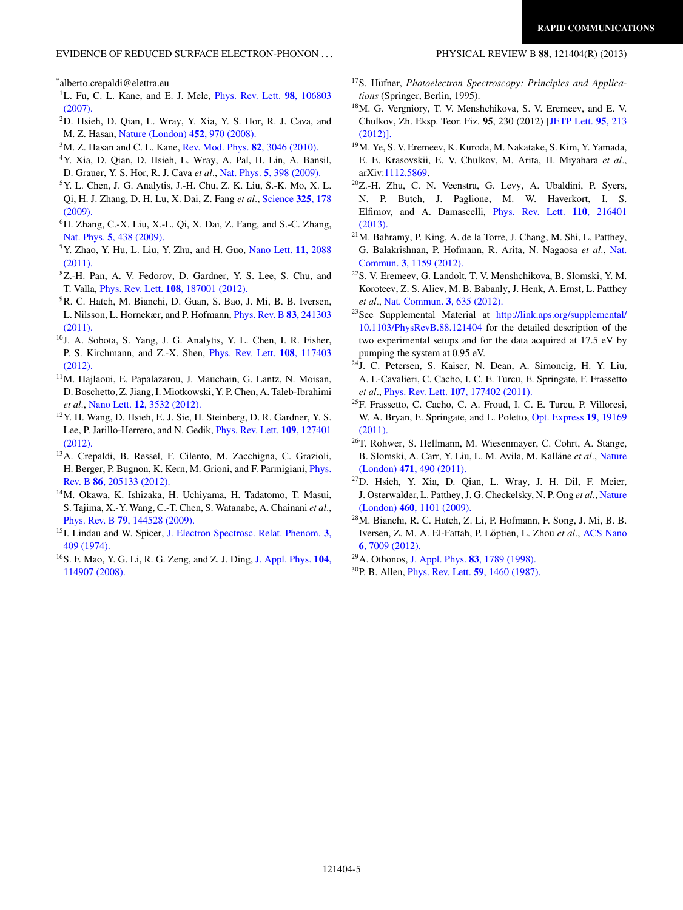*alberto.crepaldi@elettra.eu

[1] L. Fu, C. L. Kane, and E. J. Mele, Phys. Rev. Lett. **98**, 106803 (2007).

[2] D. Hsieh, D. Qian, L. Wray, Y. Xia, Y. S. Hor, R. J. Cava, and M. Z. Hasan, Nature (London) **452**, 970 (2008).

[3] M. Z. Hasan and C. L. Kane, Rev. Mod. Phys. **82**, 3046 (2010).

[4] Y. Xia, D. Qian, D. Hsieh, L. Wray, A. Pal, H. Lin, A. Bansil, D. Grauer, Y. S. Hor, R. J. Cava *et al.*, Nat. Phys. **5**, 398 (2009).

[5] Y. L. Chen, J. G. Analytis, J.-H. Chu, Z. K. Liu, S.-K. Mo, X. L. Qi, H. J. Zhang, D. H. Lu, X. Dai, Z. Fang *et al.*, Science **325**, 178 (2009).

[6] H. Zhang, C.-X. Liu, X.-L. Qi, X. Dai, Z. Fang, and S.-C. Zhang, Nat. Phys. **5**, 438 (2009).

[7] Y. Zhao, Y. Hu, L. Liu, Y. Zhu, and H. Guo, Nano Lett. **11**, 2088 (2011).

[8] Z.-H. Pan, A. V. Fedorov, D. Gardner, Y. S. Lee, S. Chu, and T. Valla, Phys. Rev. Lett. **108**, 187001 (2012).

[9] R. C. Hatch, M. Bianchi, D. Guan, S. Bao, J. Mi, B. B. Iversen, L. Nilsson, L. Hornekær, and P. Hofmann, Phys. Rev. B **83**, 241303 (2011).

[10] J. A. Sobota, S. Yang, J. G. Analytis, Y. L. Chen, I. R. Fisher, P. S. Kirchmann, and Z.-X. Shen, Phys. Rev. Lett. **108**, 117403 (2012).

[11] M. Hajlaoui, E. Papalazarou, J. Mauchain, G. Lantz, N. Moisan, D. Boschetto, Z. Jiang, I. Miotkowski, Y. P. Chen, A. Taleb-Ibrahimi *et al.*, Nano Lett. **12**, 3532 (2012).

[12] Y. H. Wang, D. Hsieh, E. J. Sie, H. Steinberg, D. R. Gardner, Y. S. Lee, P. Jarillo-Herrero, and N. Gedik, Phys. Rev. Lett. **109**, 127401 (2012).

[13] A. Crepaldi, B. Ressel, F. Cilento, M. Zacchigna, C. Grazioli, H. Berger, P. Bugnon, K. Kern, M. Grioni, and F. Parmigiani, Phys. Rev. B **86**, 205133 (2012).

[14] M. Okawa, K. Ishizaka, H. Uchiyama, H. Tadatomo, T. Masui, S. Tajima, X.-Y. Wang, C.-T. Chen, S. Watanabe, A. Chainani *et al.*, Phys. Rev. B **79**, 144528 (2009).

[15] I. Lindau and W. Spicer, J. Electron Spectrosc. Relat. Phenom. **3**, 409 (1974).

[16] S. F. Mao, Y. G. Li, R. G. Zeng, and Z. J. Ding, J. Appl. Phys. **104**, 114907 (2008).

[17] S. Hüfner, *Photoelectron Spectroscopy: Principles and Applications* (Springer, Berlin, 1995).

[18] M. G. Vergniory, T. V. Menshchikova, S. V. Eremeev, and E. V. Chulkov, Zh. Eksp. Teor. Fiz. **95**, 230 (2012) [JETP Lett. **95**, 213 (2012)].

[19] M. Ye, S. V. Eremeev, K. Kuroda, M. Nakatake, S. Kim, Y. Yamada, E. E. Krasovskii, E. V. Chulkov, M. Arita, H. Miyahara *et al.*, arXiv:1112.5869.

[20] Z.-H. Zhu, C. N. Veenstra, G. Levy, A. Ubaldini, P. Syers, N. P. Butch, J. Paglione, M. W. Haverkort, I. S. Elfimov, and A. Damascelli, Phys. Rev. Lett. **110**, 216401 (2013).

[21] M. Bahramy, P. King, A. de la Torre, J. Chang, M. Shi, L. Patthey, G. Balakrishnan, P. Hofmann, R. Arita, N. Nagaosa *et al.*, Nat. Commun. **3**, 1159 (2012).

[22] S. V. Eremeev, G. Landolt, T. V. Menshchikova, B. Slomski, Y. M. Koroteev, Z. S. Aliev, M. B. Babanly, J. Henk, A. Ernst, L. Patthey *et al.*, Nat. Commun. **3**, 635 (2012).

[23] See Supplemental Material at http://link.aps.org/supplemental/10.1103/PhysRevB.88.121404 for the detailed description of the two experimental setups and for the data acquired at 17.5 eV by pumping the system at 0.95 eV.

[24] J. C. Petersen, S. Kaiser, N. Dean, A. Simoncig, H. Y. Liu, A. L-Cavalieri, C. Cacho, I. C. E. Turcu, E. Springate, F. Frassetto *et al.*, Phys. Rev. Lett. **107**, 177402 (2011).

[25] F. Frassetto, C. Cacho, C. A. Froud, I. C. E. Turcu, P. Villoresi, W. A. Bryan, E. Springate, and L. Poletto, Opt. Express **19**, 19169 (2011).

[26] T. Rohwer, S. Hellmann, M. Wiesenmayer, C. Cohrt, A. Stange, B. Slomski, A. Carr, Y. Liu, L. M. Avila, M. Kalläne *et al.*, Nature (London) **471**, 490 (2011).

[27] D. Hsieh, Y. Xia, D. Qian, L. Wray, J. H. Dil, F. Meier, J. Osterwalder, L. Patthey, J. G. Checkelsky, N. P. Ong *et al.*, Nature (London) **460**, 1101 (2009).

[28] M. Bianchi, R. C. Hatch, Z. Li, P. Hofmann, F. Song, J. Mi, B. B. Iversen, Z. M. A. El-Fattah, P. Löptien, L. Zhou *et al.*, ACS Nano **6**, 7009 (2012).

[29] A. Othonos, J. Appl. Phys. **83**, 1789 (1998).

[30] P. B. Allen, Phys. Rev. Lett. **59**, 1460 (1987).